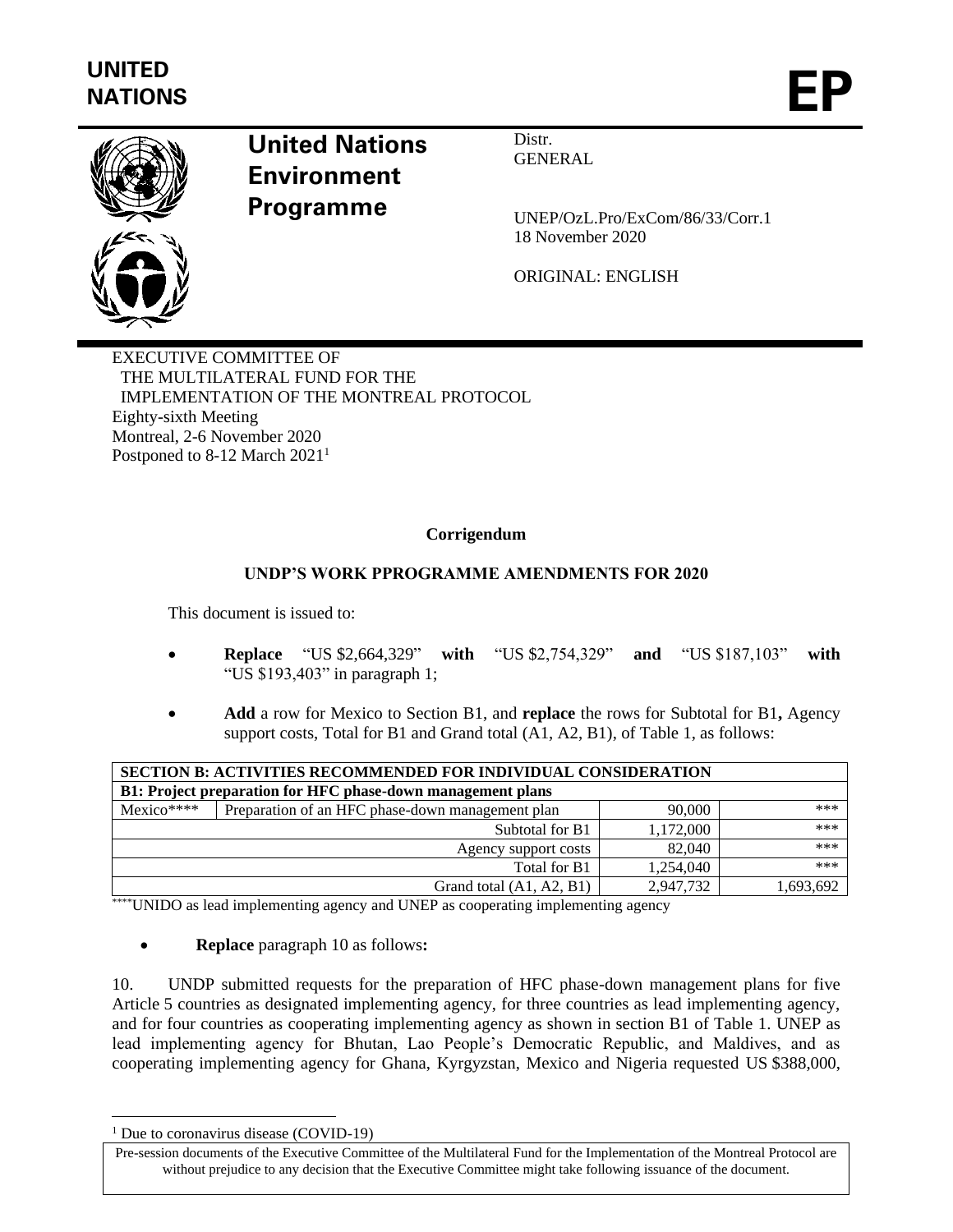UNITED NATIONS

# EP

**United Nations Environment Programme**

Distr.
GENERAL

UNEP/OzL.Pro/ExCom/86/33/Corr.1
18 November 2020

ORIGINAL: ENGLISH

EXECUTIVE COMMITTEE OF
THE MULTILATERAL FUND FOR THE
IMPLEMENTATION OF THE MONTREAL PROTOCOL
Eighty-sixth Meeting
Montreal, 2-6 November 2020
Postponed to 8-12 March 2021[1]

**Corrigendum**

**UNDP'S WORK PPROGRAMME AMENDMENTS FOR 2020**

This document is issued to:

- **Replace** "US $2,664,329" **with** "US $2,754,329" **and** "US $187,103" **with** "US $193,403" in paragraph 1;
- **Add** a row for Mexico to Section B1, and **replace** the rows for Subtotal for B1**,** Agency support costs, Total for B1 and Grand total (A1, A2, B1), of Table 1, as follows:

| **SECTION B: ACTIVITIES RECOMMENDED FOR INDIVIDUAL CONSIDERATION** | | | |
|---|---|---|---|
| **B1: Project preparation for HFC phase-down management plans** | | | |
| Mexico**** | Preparation of an HFC phase-down management plan | 90,000 | *** |
| | Subtotal for B1 | 1,172,000 | *** |
| | Agency support costs | 82,040 | *** |
| | Total for B1 | 1,254,040 | *** |
| | Grand total (A1, A2, B1) | 2,947,732 | 1,693,692 |

****UNIDO as lead implementing agency and UNEP as cooperating implementing agency

- **Replace** paragraph 10 as follows**:**

10. UNDP submitted requests for the preparation of HFC phase-down management plans for five Article 5 countries as designated implementing agency, for three countries as lead implementing agency, and for four countries as cooperating implementing agency as shown in section B1 of Table 1. UNEP as lead implementing agency for Bhutan, Lao People's Democratic Republic, and Maldives, and as cooperating implementing agency for Ghana, Kyrgyzstan, Mexico and Nigeria requested US $388,000,

[1] Due to coronavirus disease (COVID-19)

Pre-session documents of the Executive Committee of the Multilateral Fund for the Implementation of the Montreal Protocol are without prejudice to any decision that the Executive Committee might take following issuance of the document.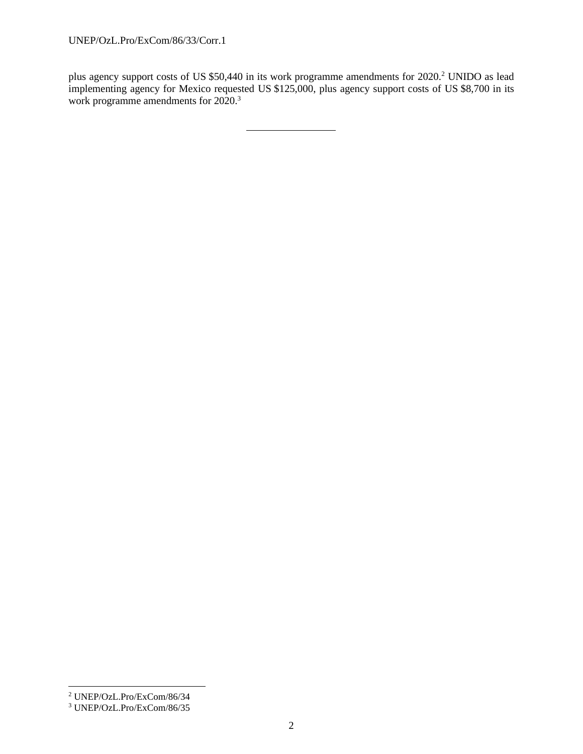plus agency support costs of US $50,440 in its work programme amendments for 2020.[2] UNIDO as lead implementing agency for Mexico requested US $125,000, plus agency support costs of US $8,700 in its work programme amendments for 2020.[3]

---

[2] UNEP/OzL.Pro/ExCom/86/34

[3] UNEP/OzL.Pro/ExCom/86/35